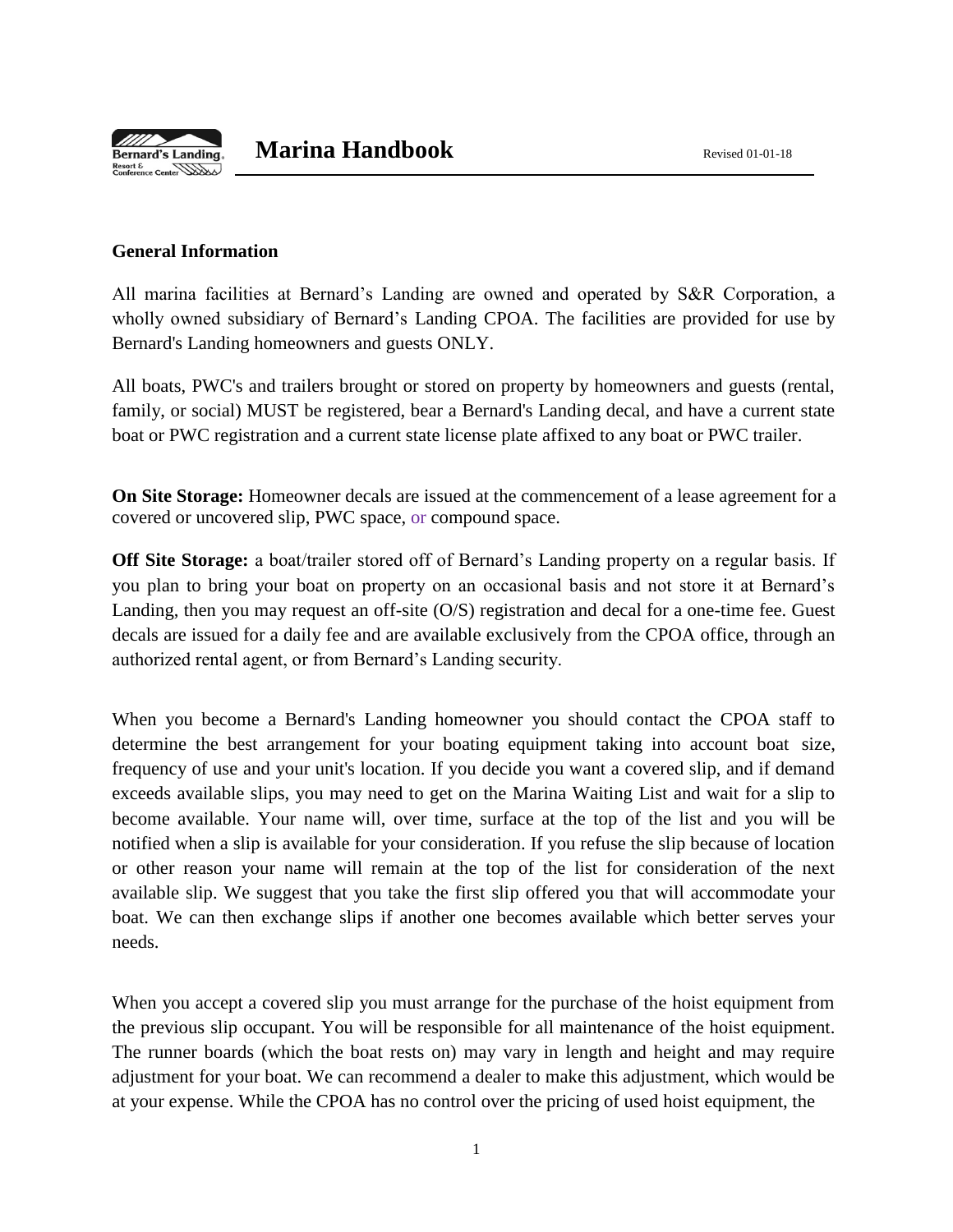# Marina Handbook

Revised 01-01-18

**General Information**

All marina facilities at Bernard's Landing are owned and operated by S&R Corporation, a wholly owned subsidiary of Bernard's Landing CPOA. The facilities are provided for use by Bernard's Landing homeowners and guests ONLY.

All boats, PWC's and trailers brought or stored on property by homeowners and guests (rental, family, or social) MUST be registered, bear a Bernard's Landing decal, and have a current state boat or PWC registration and a current state license plate affixed to any boat or PWC trailer.

**On Site Storage:** Homeowner decals are issued at the commencement of a lease agreement for a covered or uncovered slip, PWC space, or compound space.

**Off Site Storage:** a boat/trailer stored off of Bernard's Landing property on a regular basis. If you plan to bring your boat on property on an occasional basis and not store it at Bernard's Landing, then you may request an off-site (O/S) registration and decal for a one-time fee. Guest decals are issued for a daily fee and are available exclusively from the CPOA office, through an authorized rental agent, or from Bernard's Landing security.

When you become a Bernard's Landing homeowner you should contact the CPOA staff to determine the best arrangement for your boating equipment taking into account boat size, frequency of use and your unit's location. If you decide you want a covered slip, and if demand exceeds available slips, you may need to get on the Marina Waiting List and wait for a slip to become available. Your name will, over time, surface at the top of the list and you will be notified when a slip is available for your consideration. If you refuse the slip because of location or other reason your name will remain at the top of the list for consideration of the next available slip. We suggest that you take the first slip offered you that will accommodate your boat. We can then exchange slips if another one becomes available which better serves your needs.

When you accept a covered slip you must arrange for the purchase of the hoist equipment from the previous slip occupant. You will be responsible for all maintenance of the hoist equipment. The runner boards (which the boat rests on) may vary in length and height and may require adjustment for your boat. We can recommend a dealer to make this adjustment, which would be at your expense. While the CPOA has no control over the pricing of used hoist equipment, the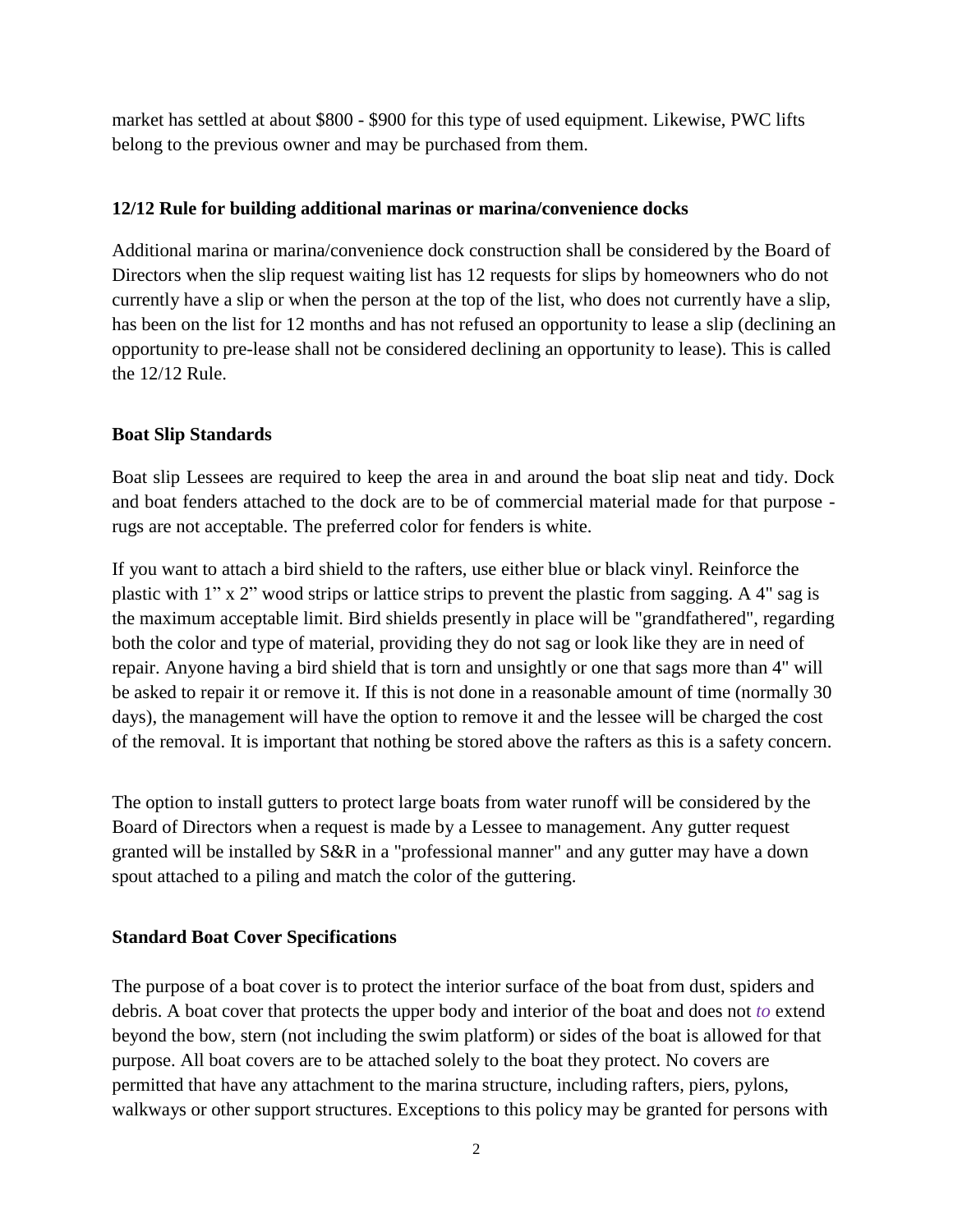market has settled at about $800 - $900 for this type of used equipment. Likewise, PWC lifts belong to the previous owner and may be purchased from them.

**12/12 Rule for building additional marinas or marina/convenience docks**

Additional marina or marina/convenience dock construction shall be considered by the Board of Directors when the slip request waiting list has 12 requests for slips by homeowners who do not currently have a slip or when the person at the top of the list, who does not currently have a slip, has been on the list for 12 months and has not refused an opportunity to lease a slip (declining an opportunity to pre-lease shall not be considered declining an opportunity to lease). This is called the 12/12 Rule.

**Boat Slip Standards**

Boat slip Lessees are required to keep the area in and around the boat slip neat and tidy. Dock and boat fenders attached to the dock are to be of commercial material made for that purpose - rugs are not acceptable. The preferred color for fenders is white.

If you want to attach a bird shield to the rafters, use either blue or black vinyl. Reinforce the plastic with 1" x 2" wood strips or lattice strips to prevent the plastic from sagging. A 4" sag is the maximum acceptable limit. Bird shields presently in place will be "grandfathered", regarding both the color and type of material, providing they do not sag or look like they are in need of repair. Anyone having a bird shield that is torn and unsightly or one that sags more than 4" will be asked to repair it or remove it. If this is not done in a reasonable amount of time (normally 30 days), the management will have the option to remove it and the lessee will be charged the cost of the removal. It is important that nothing be stored above the rafters as this is a safety concern.

The option to install gutters to protect large boats from water runoff will be considered by the Board of Directors when a request is made by a Lessee to management. Any gutter request granted will be installed by S&R in a "professional manner" and any gutter may have a down spout attached to a piling and match the color of the guttering.

**Standard Boat Cover Specifications**

The purpose of a boat cover is to protect the interior surface of the boat from dust, spiders and debris. A boat cover that protects the upper body and interior of the boat and does not *to* extend beyond the bow, stern (not including the swim platform) or sides of the boat is allowed for that purpose. All boat covers are to be attached solely to the boat they protect. No covers are permitted that have any attachment to the marina structure, including rafters, piers, pylons, walkways or other support structures. Exceptions to this policy may be granted for persons with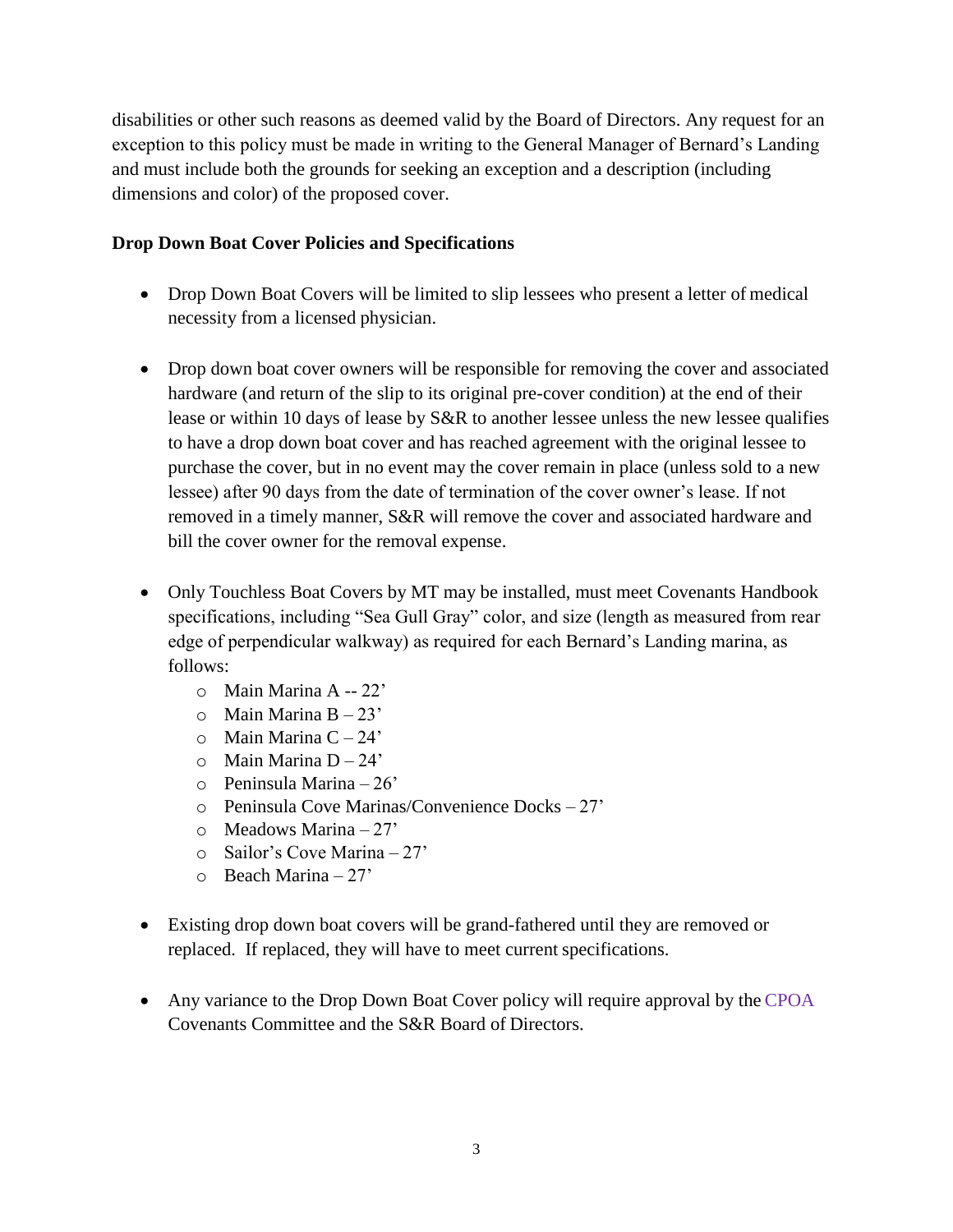disabilities or other such reasons as deemed valid by the Board of Directors. Any request for an exception to this policy must be made in writing to the General Manager of Bernard's Landing and must include both the grounds for seeking an exception and a description (including dimensions and color) of the proposed cover.

**Drop Down Boat Cover Policies and Specifications**

- Drop Down Boat Covers will be limited to slip lessees who present a letter of medical necessity from a licensed physician.

- Drop down boat cover owners will be responsible for removing the cover and associated hardware (and return of the slip to its original pre-cover condition) at the end of their lease or within 10 days of lease by S&R to another lessee unless the new lessee qualifies to have a drop down boat cover and has reached agreement with the original lessee to purchase the cover, but in no event may the cover remain in place (unless sold to a new lessee) after 90 days from the date of termination of the cover owner's lease. If not removed in a timely manner, S&R will remove the cover and associated hardware and bill the cover owner for the removal expense.

- Only Touchless Boat Covers by MT may be installed, must meet Covenants Handbook specifications, including "Sea Gull Gray" color, and size (length as measured from rear edge of perpendicular walkway) as required for each Bernard's Landing marina, as follows:
  - Main Marina A -- 22'
  - Main Marina B – 23'
  - Main Marina C – 24'
  - Main Marina D – 24'
  - Peninsula Marina – 26'
  - Peninsula Cove Marinas/Convenience Docks – 27'
  - Meadows Marina – 27'
  - Sailor's Cove Marina – 27'
  - Beach Marina – 27'

- Existing drop down boat covers will be grand-fathered until they are removed or replaced. If replaced, they will have to meet current specifications.

- Any variance to the Drop Down Boat Cover policy will require approval by the CPOA Covenants Committee and the S&R Board of Directors.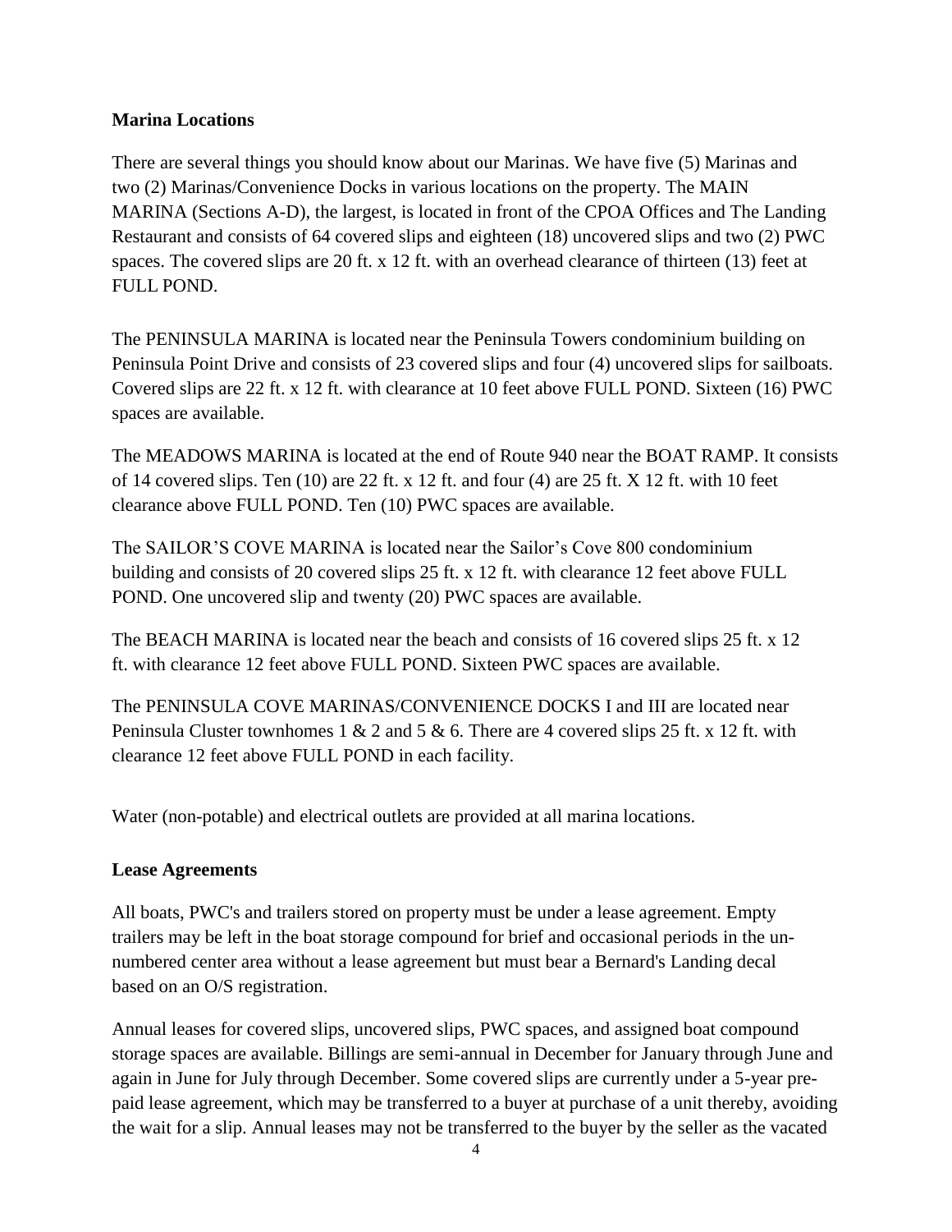**Marina Locations**

There are several things you should know about our Marinas. We have five (5) Marinas and two (2) Marinas/Convenience Docks in various locations on the property. The MAIN MARINA (Sections A-D), the largest, is located in front of the CPOA Offices and The Landing Restaurant and consists of 64 covered slips and eighteen (18) uncovered slips and two (2) PWC spaces. The covered slips are 20 ft. x 12 ft. with an overhead clearance of thirteen (13) feet at FULL POND.

The PENINSULA MARINA is located near the Peninsula Towers condominium building on Peninsula Point Drive and consists of 23 covered slips and four (4) uncovered slips for sailboats. Covered slips are 22 ft. x 12 ft. with clearance at 10 feet above FULL POND. Sixteen (16) PWC spaces are available.

The MEADOWS MARINA is located at the end of Route 940 near the BOAT RAMP. It consists of 14 covered slips. Ten (10) are 22 ft. x 12 ft. and four (4) are 25 ft. X 12 ft. with 10 feet clearance above FULL POND. Ten (10) PWC spaces are available.

The SAILOR'S COVE MARINA is located near the Sailor's Cove 800 condominium building and consists of 20 covered slips 25 ft. x 12 ft. with clearance 12 feet above FULL POND. One uncovered slip and twenty (20) PWC spaces are available.

The BEACH MARINA is located near the beach and consists of 16 covered slips 25 ft. x 12 ft. with clearance 12 feet above FULL POND. Sixteen PWC spaces are available.

The PENINSULA COVE MARINAS/CONVENIENCE DOCKS I and III are located near Peninsula Cluster townhomes 1 & 2 and 5 & 6. There are 4 covered slips 25 ft. x 12 ft. with clearance 12 feet above FULL POND in each facility.

Water (non-potable) and electrical outlets are provided at all marina locations.

**Lease Agreements**

All boats, PWC's and trailers stored on property must be under a lease agreement. Empty trailers may be left in the boat storage compound for brief and occasional periods in the un-numbered center area without a lease agreement but must bear a Bernard's Landing decal based on an O/S registration.

Annual leases for covered slips, uncovered slips, PWC spaces, and assigned boat compound storage spaces are available. Billings are semi-annual in December for January through June and again in June for July through December. Some covered slips are currently under a 5-year pre-paid lease agreement, which may be transferred to a buyer at purchase of a unit thereby, avoiding the wait for a slip. Annual leases may not be transferred to the buyer by the seller as the vacated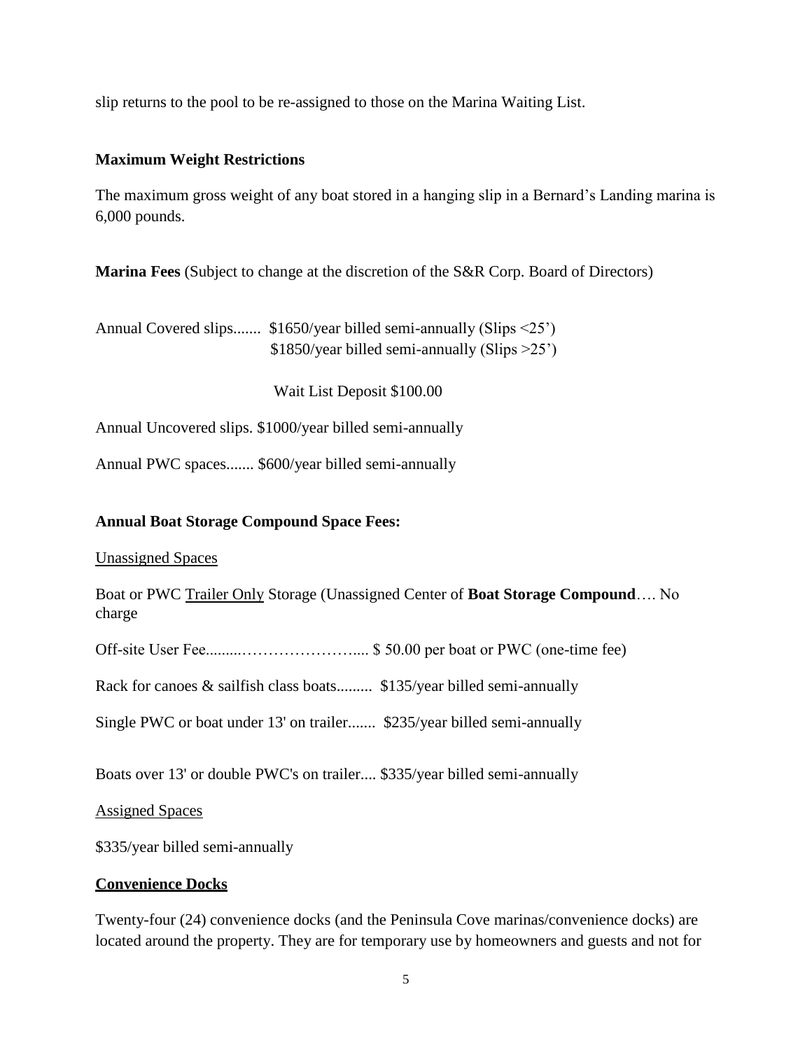slip returns to the pool to be re-assigned to those on the Marina Waiting List.

**Maximum Weight Restrictions**

The maximum gross weight of any boat stored in a hanging slip in a Bernard's Landing marina is 6,000 pounds.

**Marina Fees** (Subject to change at the discretion of the S&R Corp. Board of Directors)

Annual Covered slips....... $1650/year billed semi-annually (Slips <25')
$1850/year billed semi-annually (Slips >25')

Wait List Deposit $100.00

Annual Uncovered slips. $1000/year billed semi-annually

Annual PWC spaces....... $600/year billed semi-annually

**Annual Boat Storage Compound Space Fees:**

Unassigned Spaces

Boat or PWC Trailer Only Storage (Unassigned Center of **Boat Storage Compound**…. No charge

Off-site User Fee.........…………………..... $ 50.00 per boat or PWC (one-time fee)

Rack for canoes & sailfish class boats......... $135/year billed semi-annually

Single PWC or boat under 13' on trailer....... $235/year billed semi-annually

Boats over 13' or double PWC's on trailer.... $335/year billed semi-annually

Assigned Spaces

$335/year billed semi-annually

**Convenience Docks**

Twenty-four (24) convenience docks (and the Peninsula Cove marinas/convenience docks) are located around the property. They are for temporary use by homeowners and guests and not for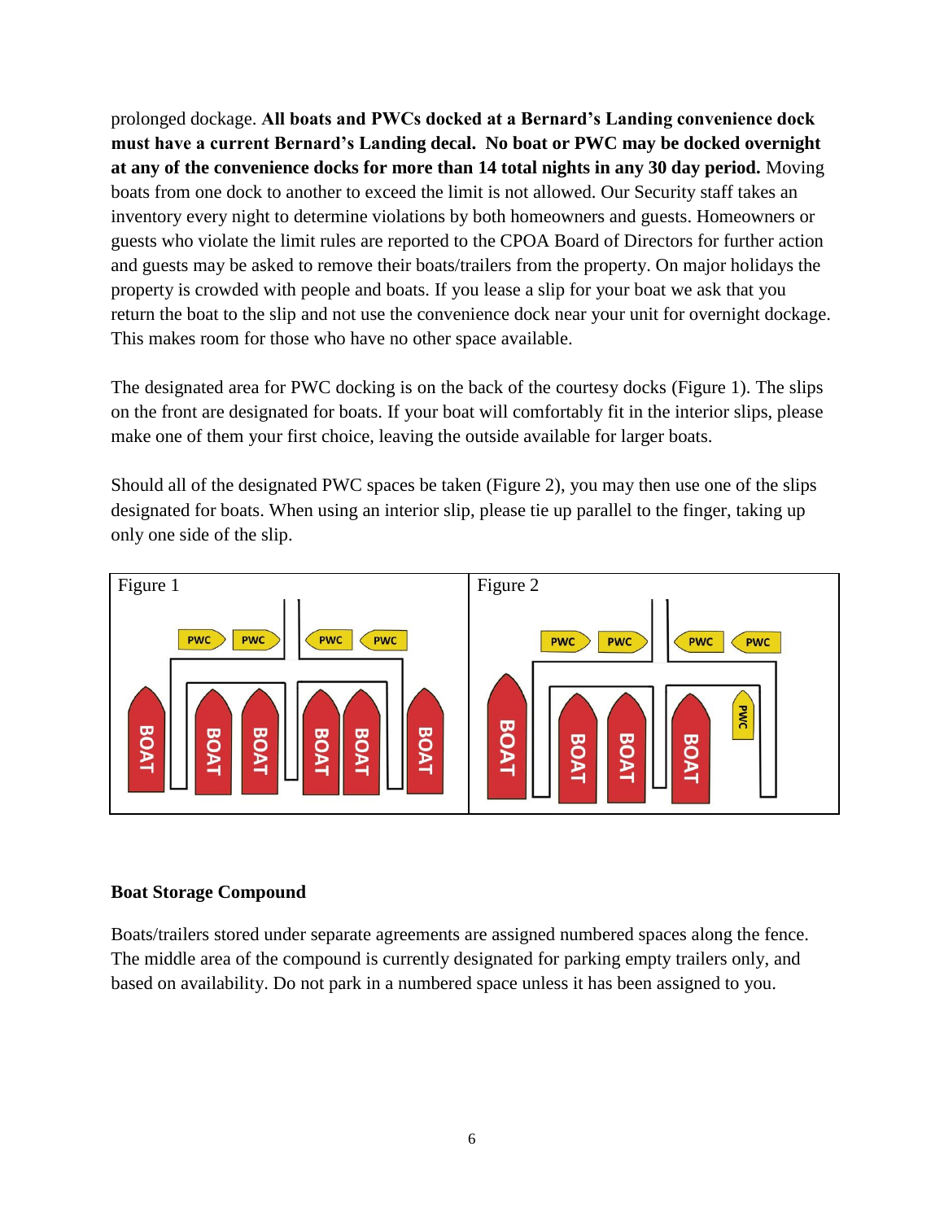prolonged dockage. **All boats and PWCs docked at a Bernard's Landing convenience dock must have a current Bernard's Landing decal. No boat or PWC may be docked overnight at any of the convenience docks for more than 14 total nights in any 30 day period.** Moving boats from one dock to another to exceed the limit is not allowed. Our Security staff takes an inventory every night to determine violations by both homeowners and guests. Homeowners or guests who violate the limit rules are reported to the CPOA Board of Directors for further action and guests may be asked to remove their boats/trailers from the property. On major holidays the property is crowded with people and boats. If you lease a slip for your boat we ask that you return the boat to the slip and not use the convenience dock near your unit for overnight dockage. This makes room for those who have no other space available.

The designated area for PWC docking is on the back of the courtesy docks (Figure 1). The slips on the front are designated for boats. If your boat will comfortably fit in the interior slips, please make one of them your first choice, leaving the outside available for larger boats.

Should all of the designated PWC spaces be taken (Figure 2), you may then use one of the slips designated for boats. When using an interior slip, please tie up parallel to the finger, taking up only one side of the slip.

Figure 1

Figure 2

### Boat Storage Compound

Boats/trailers stored under separate agreements are assigned numbered spaces along the fence. The middle area of the compound is currently designated for parking empty trailers only, and based on availability. Do not park in a numbered space unless it has been assigned to you.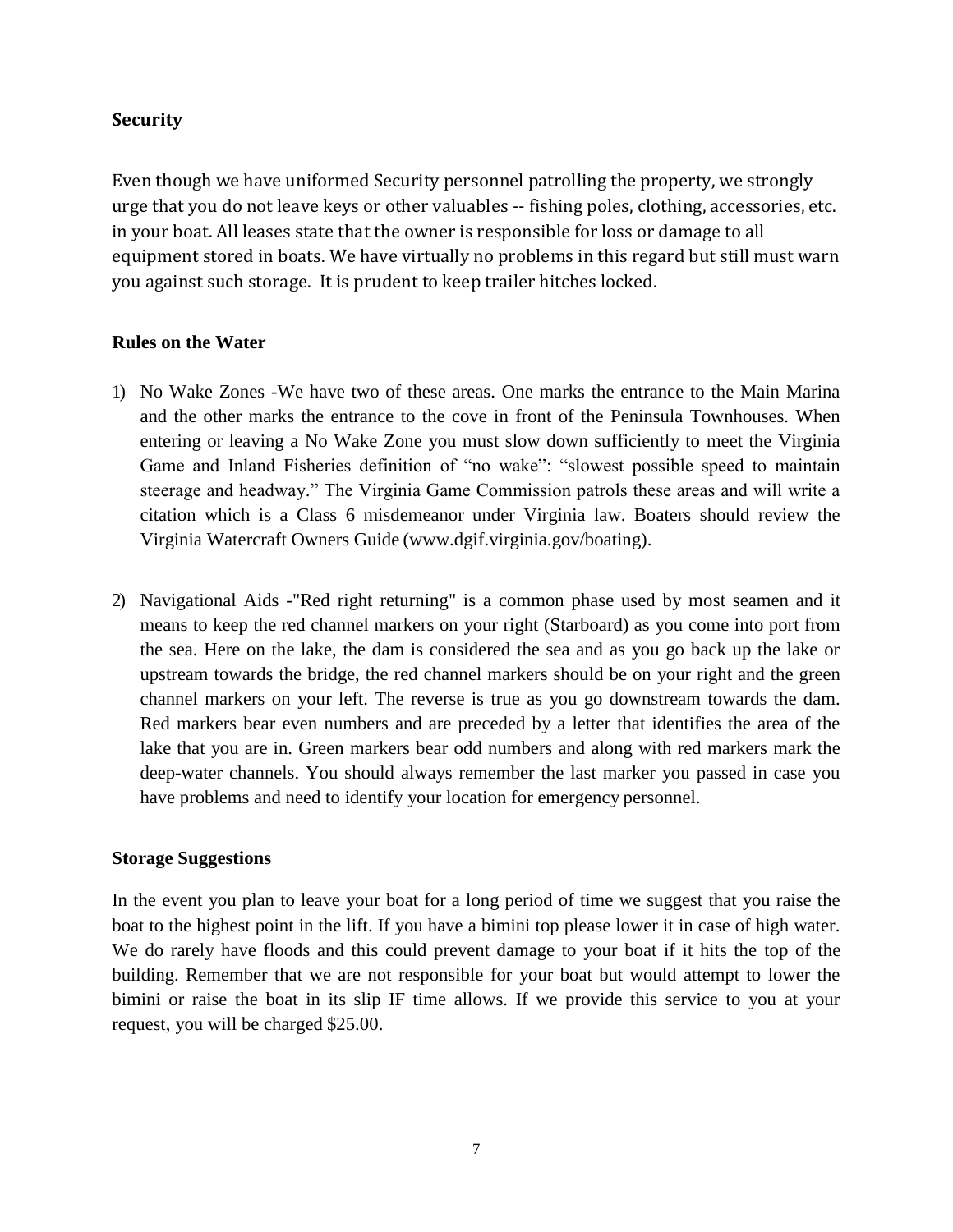## Security

Even though we have uniformed Security personnel patrolling the property, we strongly urge that you do not leave keys or other valuables -- fishing poles, clothing, accessories, etc. in your boat. All leases state that the owner is responsible for loss or damage to all equipment stored in boats. We have virtually no problems in this regard but still must warn you against such storage. It is prudent to keep trailer hitches locked.

## Rules on the Water

1) No Wake Zones -We have two of these areas. One marks the entrance to the Main Marina and the other marks the entrance to the cove in front of the Peninsula Townhouses. When entering or leaving a No Wake Zone you must slow down sufficiently to meet the Virginia Game and Inland Fisheries definition of "no wake": "slowest possible speed to maintain steerage and headway." The Virginia Game Commission patrols these areas and will write a citation which is a Class 6 misdemeanor under Virginia law. Boaters should review the Virginia Watercraft Owners Guide (www.dgif.virginia.gov/boating).

2) Navigational Aids -"Red right returning" is a common phase used by most seamen and it means to keep the red channel markers on your right (Starboard) as you come into port from the sea. Here on the lake, the dam is considered the sea and as you go back up the lake or upstream towards the bridge, the red channel markers should be on your right and the green channel markers on your left. The reverse is true as you go downstream towards the dam. Red markers bear even numbers and are preceded by a letter that identifies the area of the lake that you are in. Green markers bear odd numbers and along with red markers mark the deep-water channels. You should always remember the last marker you passed in case you have problems and need to identify your location for emergency personnel.

## Storage Suggestions

In the event you plan to leave your boat for a long period of time we suggest that you raise the boat to the highest point in the lift. If you have a bimini top please lower it in case of high water. We do rarely have floods and this could prevent damage to your boat if it hits the top of the building. Remember that we are not responsible for your boat but would attempt to lower the bimini or raise the boat in its slip IF time allows. If we provide this service to you at your request, you will be charged $25.00.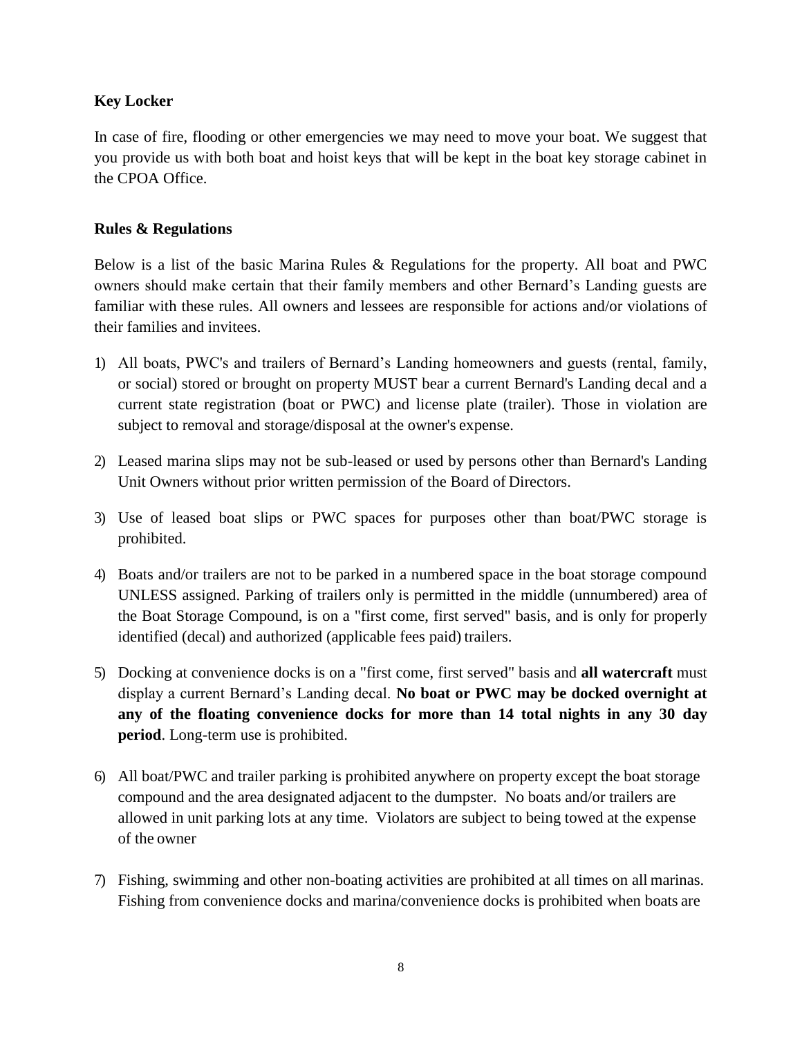**Key Locker**

In case of fire, flooding or other emergencies we may need to move your boat. We suggest that you provide us with both boat and hoist keys that will be kept in the boat key storage cabinet in the CPOA Office.

**Rules & Regulations**

Below is a list of the basic Marina Rules & Regulations for the property. All boat and PWC owners should make certain that their family members and other Bernard's Landing guests are familiar with these rules. All owners and lessees are responsible for actions and/or violations of their families and invitees.

1) All boats, PWC's and trailers of Bernard's Landing homeowners and guests (rental, family, or social) stored or brought on property MUST bear a current Bernard's Landing decal and a current state registration (boat or PWC) and license plate (trailer). Those in violation are subject to removal and storage/disposal at the owner's expense.

2) Leased marina slips may not be sub-leased or used by persons other than Bernard's Landing Unit Owners without prior written permission of the Board of Directors.

3) Use of leased boat slips or PWC spaces for purposes other than boat/PWC storage is prohibited.

4) Boats and/or trailers are not to be parked in a numbered space in the boat storage compound UNLESS assigned. Parking of trailers only is permitted in the middle (unnumbered) area of the Boat Storage Compound, is on a "first come, first served" basis, and is only for properly identified (decal) and authorized (applicable fees paid) trailers.

5) Docking at convenience docks is on a "first come, first served" basis and **all watercraft** must display a current Bernard's Landing decal. **No boat or PWC may be docked overnight at any of the floating convenience docks for more than 14 total nights in any 30 day period**. Long-term use is prohibited.

6) All boat/PWC and trailer parking is prohibited anywhere on property except the boat storage compound and the area designated adjacent to the dumpster. No boats and/or trailers are allowed in unit parking lots at any time. Violators are subject to being towed at the expense of the owner

7) Fishing, swimming and other non-boating activities are prohibited at all times on all marinas. Fishing from convenience docks and marina/convenience docks is prohibited when boats are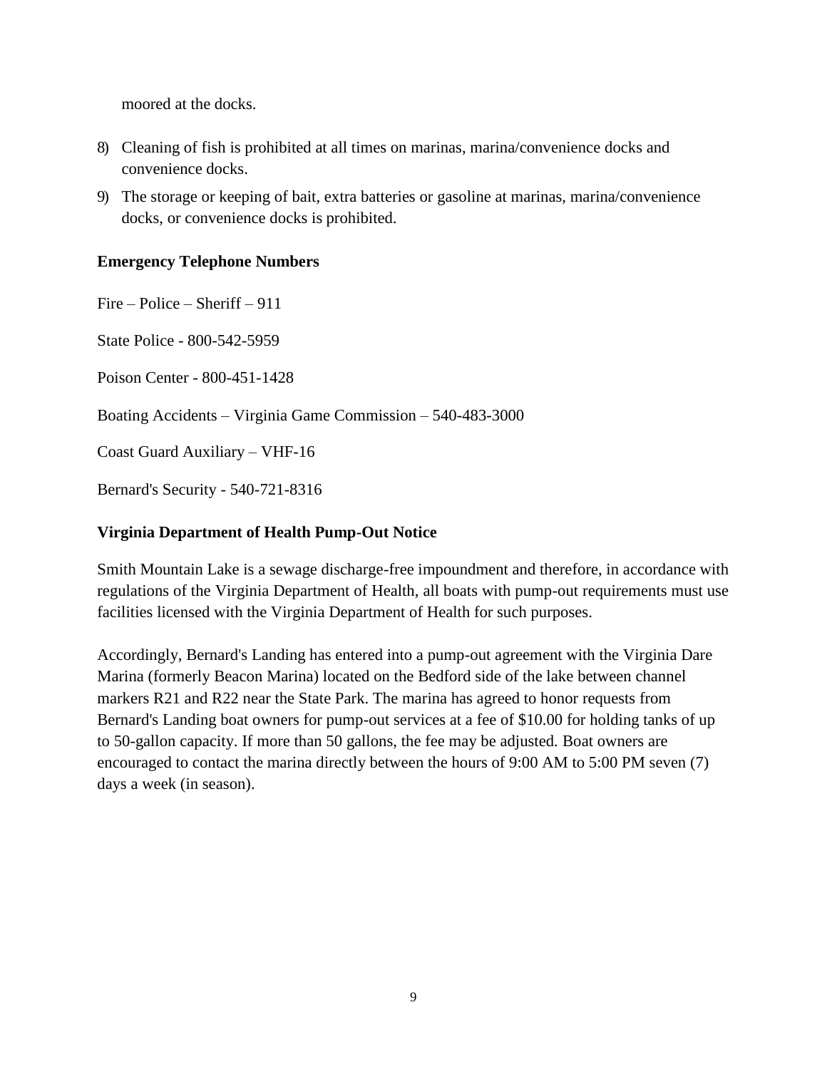moored at the docks.

8) Cleaning of fish is prohibited at all times on marinas, marina/convenience docks and convenience docks.
9) The storage or keeping of bait, extra batteries or gasoline at marinas, marina/convenience docks, or convenience docks is prohibited.

**Emergency Telephone Numbers**

Fire – Police – Sheriff – 911

State Police - 800-542-5959

Poison Center - 800-451-1428

Boating Accidents – Virginia Game Commission – 540-483-3000

Coast Guard Auxiliary – VHF-16

Bernard's Security - 540-721-8316

**Virginia Department of Health Pump-Out Notice**

Smith Mountain Lake is a sewage discharge-free impoundment and therefore, in accordance with regulations of the Virginia Department of Health, all boats with pump-out requirements must use facilities licensed with the Virginia Department of Health for such purposes.

Accordingly, Bernard's Landing has entered into a pump-out agreement with the Virginia Dare Marina (formerly Beacon Marina) located on the Bedford side of the lake between channel markers R21 and R22 near the State Park. The marina has agreed to honor requests from Bernard's Landing boat owners for pump-out services at a fee of $10.00 for holding tanks of up to 50-gallon capacity. If more than 50 gallons, the fee may be adjusted. Boat owners are encouraged to contact the marina directly between the hours of 9:00 AM to 5:00 PM seven (7) days a week (in season).